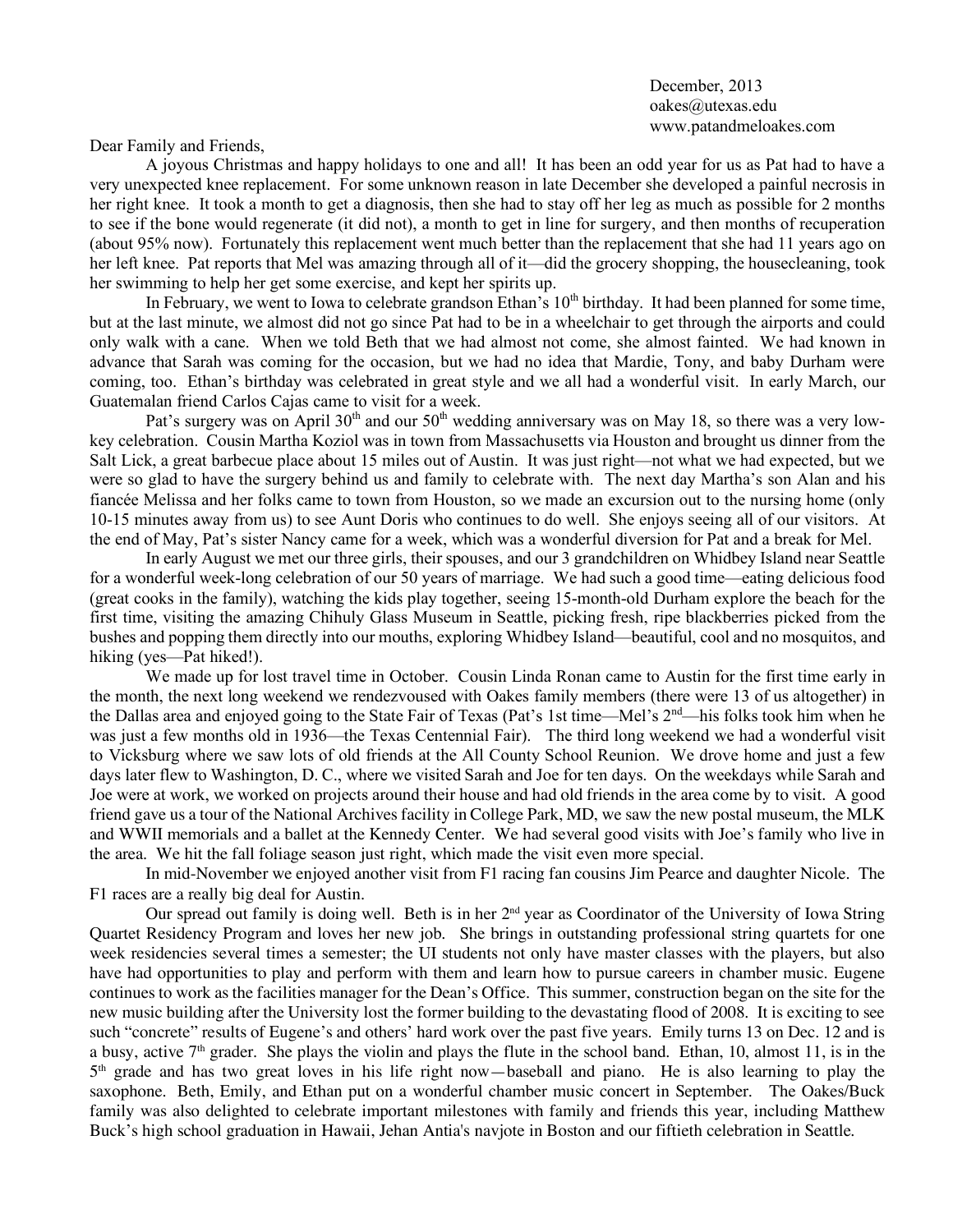December, 2013  
oakes@utexas.edu  
www.patandmeloakes.com

Dear Family and Friends,

A joyous Christmas and happy holidays to one and all! It has been an odd year for us as Pat had to have a very unexpected knee replacement. For some unknown reason in late December she developed a painful necrosis in her right knee. It took a month to get a diagnosis, then she had to stay off her leg as much as possible for 2 months to see if the bone would regenerate (it did not), a month to get in line for surgery, and then months of recuperation (about 95% now). Fortunately this replacement went much better than the replacement that she had 11 years ago on her left knee. Pat reports that Mel was amazing through all of it—did the grocery shopping, the housecleaning, took her swimming to help her get some exercise, and kept her spirits up.

In February, we went to Iowa to celebrate grandson Ethan's 10th birthday. It had been planned for some time, but at the last minute, we almost did not go since Pat had to be in a wheelchair to get through the airports and could only walk with a cane. When we told Beth that we had almost not come, she almost fainted. We had known in advance that Sarah was coming for the occasion, but we had no idea that Mardie, Tony, and baby Durham were coming, too. Ethan's birthday was celebrated in great style and we all had a wonderful visit. In early March, our Guatemalan friend Carlos Cajas came to visit for a week.

Pat's surgery was on April 30th and our 50th wedding anniversary was on May 18, so there was a very low-key celebration. Cousin Martha Koziol was in town from Massachusetts via Houston and brought us dinner from the Salt Lick, a great barbecue place about 15 miles out of Austin. It was just right—not what we had expected, but we were so glad to have the surgery behind us and family to celebrate with. The next day Martha's son Alan and his fiancée Melissa and her folks came to town from Houston, so we made an excursion out to the nursing home (only 10-15 minutes away from us) to see Aunt Doris who continues to do well. She enjoys seeing all of our visitors. At the end of May, Pat's sister Nancy came for a week, which was a wonderful diversion for Pat and a break for Mel.

In early August we met our three girls, their spouses, and our 3 grandchildren on Whidbey Island near Seattle for a wonderful week-long celebration of our 50 years of marriage. We had such a good time—eating delicious food (great cooks in the family), watching the kids play together, seeing 15-month-old Durham explore the beach for the first time, visiting the amazing Chihuly Glass Museum in Seattle, picking fresh, ripe blackberries picked from the bushes and popping them directly into our mouths, exploring Whidbey Island—beautiful, cool and no mosquitos, and hiking (yes—Pat hiked!).

We made up for lost travel time in October. Cousin Linda Ronan came to Austin for the first time early in the month, the next long weekend we rendezvoused with Oakes family members (there were 13 of us altogether) in the Dallas area and enjoyed going to the State Fair of Texas (Pat's 1st time—Mel's 2nd—his folks took him when he was just a few months old in 1936—the Texas Centennial Fair). The third long weekend we had a wonderful visit to Vicksburg where we saw lots of old friends at the All County School Reunion. We drove home and just a few days later flew to Washington, D. C., where we visited Sarah and Joe for ten days. On the weekdays while Sarah and Joe were at work, we worked on projects around their house and had old friends in the area come by to visit. A good friend gave us a tour of the National Archives facility in College Park, MD, we saw the new postal museum, the MLK and WWII memorials and a ballet at the Kennedy Center. We had several good visits with Joe's family who live in the area. We hit the fall foliage season just right, which made the visit even more special.

In mid-November we enjoyed another visit from F1 racing fan cousins Jim Pearce and daughter Nicole. The F1 races are a really big deal for Austin.

Our spread out family is doing well. Beth is in her 2nd year as Coordinator of the University of Iowa String Quartet Residency Program and loves her new job. She brings in outstanding professional string quartets for one week residencies several times a semester; the UI students not only have master classes with the players, but also have had opportunities to play and perform with them and learn how to pursue careers in chamber music. Eugene continues to work as the facilities manager for the Dean's Office. This summer, construction began on the site for the new music building after the University lost the former building to the devastating flood of 2008. It is exciting to see such "concrete" results of Eugene's and others' hard work over the past five years. Emily turns 13 on Dec. 12 and is a busy, active 7th grader. She plays the violin and plays the flute in the school band. Ethan, 10, almost 11, is in the 5th grade and has two great loves in his life right now—baseball and piano. He is also learning to play the saxophone. Beth, Emily, and Ethan put on a wonderful chamber music concert in September. The Oakes/Buck family was also delighted to celebrate important milestones with family and friends this year, including Matthew Buck's high school graduation in Hawaii, Jehan Antia's navjote in Boston and our fiftieth celebration in Seattle.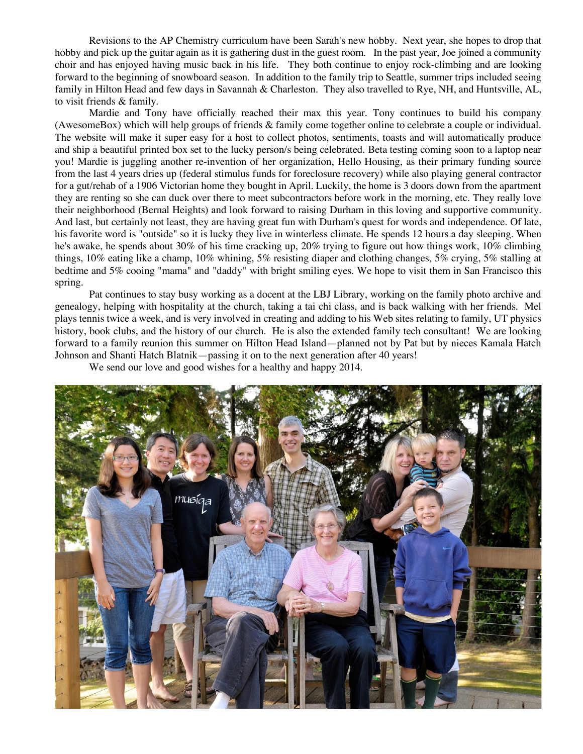Revisions to the AP Chemistry curriculum have been Sarah's new hobby. Next year, she hopes to drop that hobby and pick up the guitar again as it is gathering dust in the guest room. In the past year, Joe joined a community choir and has enjoyed having music back in his life. They both continue to enjoy rock-climbing and are looking forward to the beginning of snowboard season. In addition to the family trip to Seattle, summer trips included seeing family in Hilton Head and few days in Savannah & Charleston. They also travelled to Rye, NH, and Huntsville, AL, to visit friends & family.

Mardie and Tony have officially reached their max this year. Tony continues to build his company (AwesomeBox) which will help groups of friends & family come together online to celebrate a couple or individual. The website will make it super easy for a host to collect photos, sentiments, toasts and will automatically produce and ship a beautiful printed box set to the lucky person/s being celebrated. Beta testing coming soon to a laptop near you! Mardie is juggling another re-invention of her organization, Hello Housing, as their primary funding source from the last 4 years dries up (federal stimulus funds for foreclosure recovery) while also playing general contractor for a gut/rehab of a 1906 Victorian home they bought in April. Luckily, the home is 3 doors down from the apartment they are renting so she can duck over there to meet subcontractors before work in the morning, etc. They really love their neighborhood (Bernal Heights) and look forward to raising Durham in this loving and supportive community. And last, but certainly not least, they are having great fun with Durham's quest for words and independence. Of late, his favorite word is "outside" so it is lucky they live in winterless climate. He spends 12 hours a day sleeping. When he's awake, he spends about 30% of his time cracking up, 20% trying to figure out how things work, 10% climbing things, 10% eating like a champ, 10% whining, 5% resisting diaper and clothing changes, 5% crying, 5% stalling at bedtime and 5% cooing "mama" and "daddy" with bright smiling eyes. We hope to visit them in San Francisco this spring.

Pat continues to stay busy working as a docent at the LBJ Library, working on the family photo archive and genealogy, helping with hospitality at the church, taking a tai chi class, and is back walking with her friends. Mel plays tennis twice a week, and is very involved in creating and adding to his Web sites relating to family, UT physics history, book clubs, and the history of our church. He is also the extended family tech consultant! We are looking forward to a family reunion this summer on Hilton Head Island—planned not by Pat but by nieces Kamala Hatch Johnson and Shanti Hatch Blatnik—passing it on to the next generation after 40 years!

We send our love and good wishes for a healthy and happy 2014.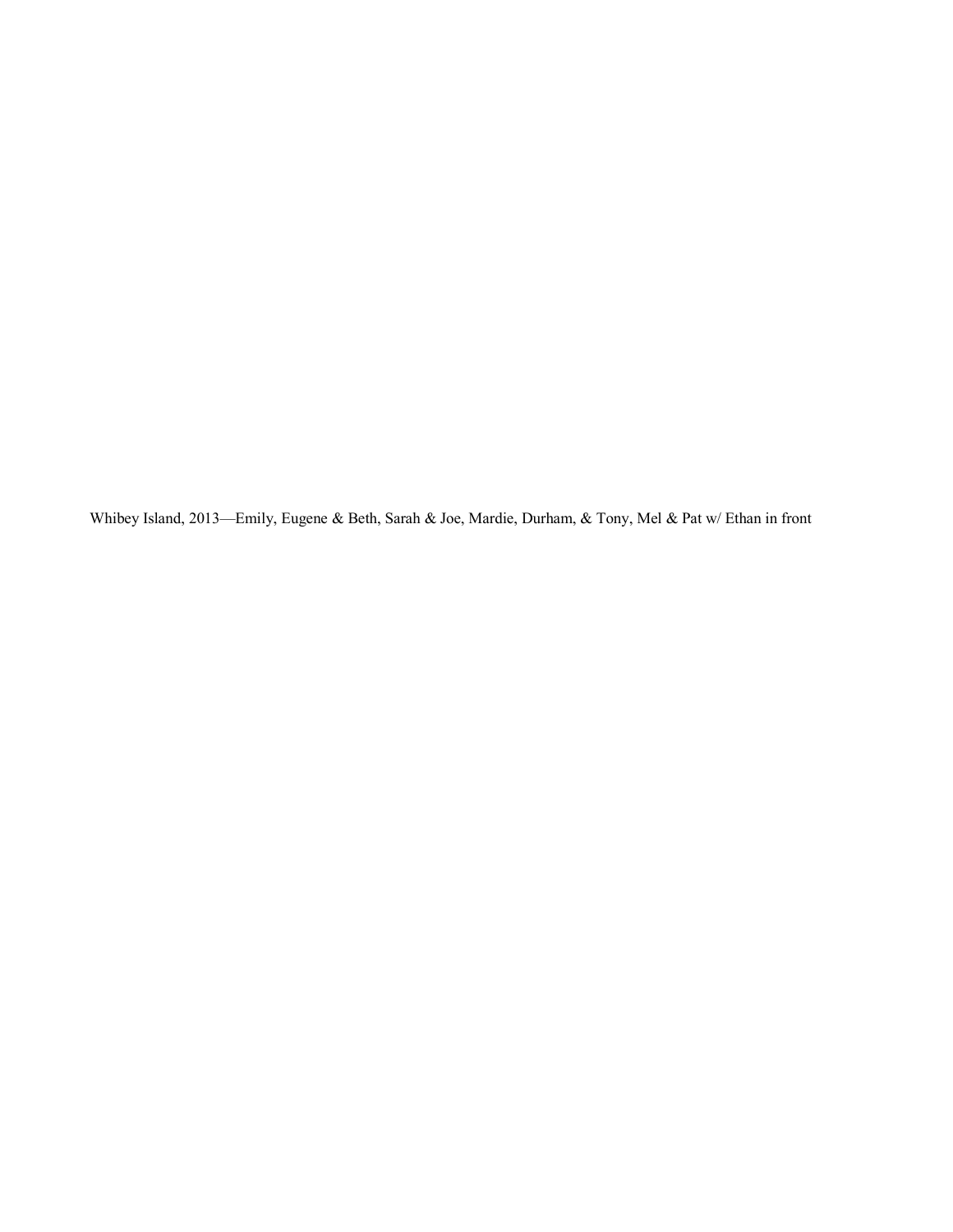Whibey Island, 2013—Emily, Eugene & Beth, Sarah & Joe, Mardie, Durham, & Tony, Mel & Pat w/ Ethan in front